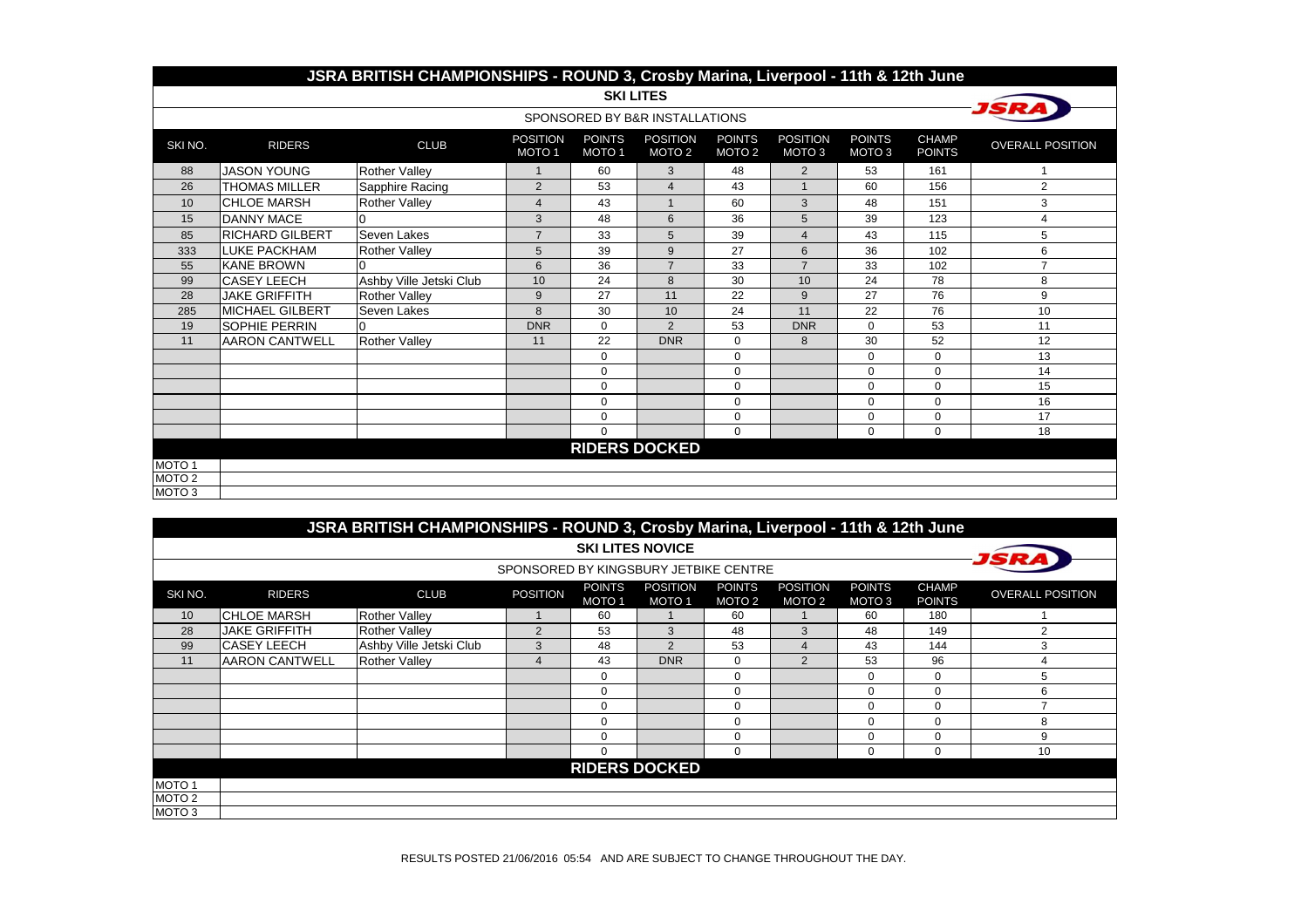# JSRA BRITISH CHAMPIONSHIPS - ROUND 3, Crosby Marina, Liverpool - 11th & 12th June

## SKI LITES

SPONSORED BY B&R INSTALLATIONS

| SKI NO. | RIDERS | CLUB | POSITION MOTO 1 | POINTS MOTO 1 | POSITION MOTO 2 | POINTS MOTO 2 | POSITION MOTO 3 | POINTS MOTO 3 | CHAMP POINTS | OVERALL POSITION |
|---|---|---|---|---|---|---|---|---|---|---|
| 88 | JASON YOUNG | Rother Valley | 1 | 60 | 3 | 48 | 2 | 53 | 161 | 1 |
| 26 | THOMAS MILLER | Sapphire Racing | 2 | 53 | 4 | 43 | 1 | 60 | 156 | 2 |
| 10 | CHLOE MARSH | Rother Valley | 4 | 43 | 1 | 60 | 3 | 48 | 151 | 3 |
| 15 | DANNY MACE | 0 | 3 | 48 | 6 | 36 | 5 | 39 | 123 | 4 |
| 85 | RICHARD GILBERT | Seven Lakes | 7 | 33 | 5 | 39 | 4 | 43 | 115 | 5 |
| 333 | LUKE PACKHAM | Rother Valley | 5 | 39 | 9 | 27 | 6 | 36 | 102 | 6 |
| 55 | KANE BROWN | 0 | 6 | 36 | 7 | 33 | 7 | 33 | 102 | 7 |
| 99 | CASEY LEECH | Ashby Ville Jetski Club | 10 | 24 | 8 | 30 | 10 | 24 | 78 | 8 |
| 28 | JAKE GRIFFITH | Rother Valley | 9 | 27 | 11 | 22 | 9 | 27 | 76 | 9 |
| 285 | MICHAEL GILBERT | Seven Lakes | 8 | 30 | 10 | 24 | 11 | 22 | 76 | 10 |
| 19 | SOPHIE PERRIN | 0 | DNR | 0 | 2 | 53 | DNR | 0 | 53 | 11 |
| 11 | AARON CANTWELL | Rother Valley | 11 | 22 | DNR | 0 | 8 | 30 | 52 | 12 |
| | | | | 0 | | 0 | | 0 | 0 | 13 |
| | | | | 0 | | 0 | | 0 | 0 | 14 |
| | | | | 0 | | 0 | | 0 | 0 | 15 |
| | | | | 0 | | 0 | | 0 | 0 | 16 |
| | | | | 0 | | 0 | | 0 | 0 | 17 |
| | | | | 0 | | 0 | | 0 | 0 | 18 |

**RIDERS DOCKED**

| | |
|---|---|
| MOTO 1 | |
| MOTO 2 | |
| MOTO 3 | |

# JSRA BRITISH CHAMPIONSHIPS - ROUND 3, Crosby Marina, Liverpool - 11th & 12th June

## SKI LITES NOVICE

SPONSORED BY KINGSBURY JETBIKE CENTRE

| SKI NO. | RIDERS | CLUB | POSITION | POINTS MOTO 1 | POSITION MOTO 1 | POINTS MOTO 2 | POSITION MOTO 2 | POINTS MOTO 3 | CHAMP POINTS | OVERALL POSITION |
|---|---|---|---|---|---|---|---|---|---|---|
| 10 | CHLOE MARSH | Rother Valley | 1 | 60 | 1 | 60 | 1 | 60 | 180 | 1 |
| 28 | JAKE GRIFFITH | Rother Valley | 2 | 53 | 3 | 48 | 3 | 48 | 149 | 2 |
| 99 | CASEY LEECH | Ashby Ville Jetski Club | 3 | 48 | 2 | 53 | 4 | 43 | 144 | 3 |
| 11 | AARON CANTWELL | Rother Valley | 4 | 43 | DNR | 0 | 2 | 53 | 96 | 4 |
| | | | | 0 | | 0 | | 0 | 0 | 5 |
| | | | | 0 | | 0 | | 0 | 0 | 6 |
| | | | | 0 | | 0 | | 0 | 0 | 7 |
| | | | | 0 | | 0 | | 0 | 0 | 8 |
| | | | | 0 | | 0 | | 0 | 0 | 9 |
| | | | | 0 | | 0 | | 0 | 0 | 10 |

**RIDERS DOCKED**

| | |
|---|---|
| MOTO 1 | |
| MOTO 2 | |
| MOTO 3 | |

RESULTS POSTED 21/06/2016 05:54 AND ARE SUBJECT TO CHANGE THROUGHOUT THE DAY.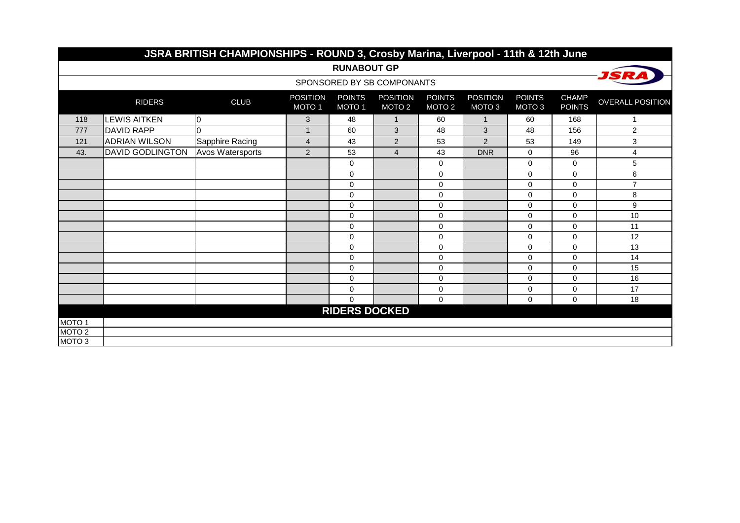# JSRA BRITISH CHAMPIONSHIPS - ROUND 3, Crosby Marina, Liverpool - 11th & 12th June

## RUNABOUT GP

SPONSORED BY SB COMPONANTS

| | RIDERS | CLUB | POSITION MOTO 1 | POINTS MOTO 1 | POSITION MOTO 2 | POINTS MOTO 2 | POSITION MOTO 3 | POINTS MOTO 3 | CHAMP POINTS | OVERALL POSITION |
|---|---|---|---|---|---|---|---|---|---|---|
| 118 | LEWIS AITKEN | 0 | 3 | 48 | 1 | 60 | 1 | 60 | 168 | 1 |
| 777 | DAVID RAPP | 0 | 1 | 60 | 3 | 48 | 3 | 48 | 156 | 2 |
| 121 | ADRIAN WILSON | Sapphire Racing | 4 | 43 | 2 | 53 | 2 | 53 | 149 | 3 |
| 43. | DAVID GODLINGTON | Avos Watersports | 2 | 53 | 4 | 43 | DNR | 0 | 96 | 4 |
| | | | | 0 | | 0 | | 0 | 0 | 5 |
| | | | | 0 | | 0 | | 0 | 0 | 6 |
| | | | | 0 | | 0 | | 0 | 0 | 7 |
| | | | | 0 | | 0 | | 0 | 0 | 8 |
| | | | | 0 | | 0 | | 0 | 0 | 9 |
| | | | | 0 | | 0 | | 0 | 0 | 10 |
| | | | | 0 | | 0 | | 0 | 0 | 11 |
| | | | | 0 | | 0 | | 0 | 0 | 12 |
| | | | | 0 | | 0 | | 0 | 0 | 13 |
| | | | | 0 | | 0 | | 0 | 0 | 14 |
| | | | | 0 | | 0 | | 0 | 0 | 15 |
| | | | | 0 | | 0 | | 0 | 0 | 16 |
| | | | | 0 | | 0 | | 0 | 0 | 17 |
| | | | | 0 | | 0 | | 0 | 0 | 18 |

## RIDERS DOCKED

| | |
|---|---|
| MOTO 1 | |
| MOTO 2 | |
| MOTO 3 | |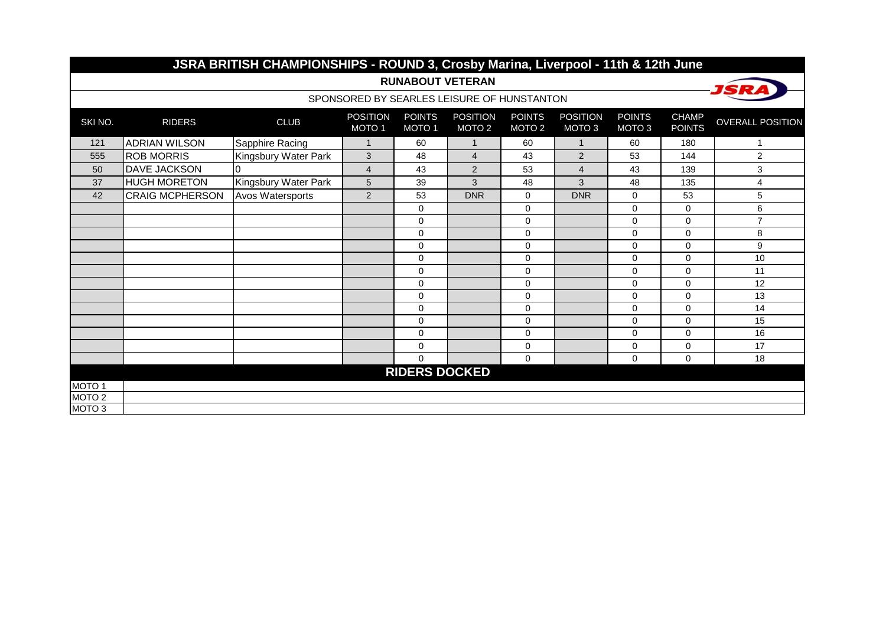# JSRA BRITISH CHAMPIONSHIPS - ROUND 3, Crosby Marina, Liverpool - 11th & 12th June

## RUNABOUT VETERAN

SPONSORED BY SEARLES LEISURE OF HUNSTANTON

JSRA

| SKI NO. | RIDERS | CLUB | POSITION MOTO 1 | POINTS MOTO 1 | POSITION MOTO 2 | POINTS MOTO 2 | POSITION MOTO 3 | POINTS MOTO 3 | CHAMP POINTS | OVERALL POSITION |
|---|---|---|---|---|---|---|---|---|---|---|
| 121 | ADRIAN WILSON | Sapphire Racing | 1 | 60 | 1 | 60 | 1 | 60 | 180 | 1 |
| 555 | ROB MORRIS | Kingsbury Water Park | 3 | 48 | 4 | 43 | 2 | 53 | 144 | 2 |
| 50 | DAVE JACKSON | 0 | 4 | 43 | 2 | 53 | 4 | 43 | 139 | 3 |
| 37 | HUGH MORETON | Kingsbury Water Park | 5 | 39 | 3 | 48 | 3 | 48 | 135 | 4 |
| 42 | CRAIG MCPHERSON | Avos Watersports | 2 | 53 | DNR | 0 | DNR | 0 | 53 | 5 |
| | | | | 0 | | 0 | | 0 | 0 | 6 |
| | | | | 0 | | 0 | | 0 | 0 | 7 |
| | | | | 0 | | 0 | | 0 | 0 | 8 |
| | | | | 0 | | 0 | | 0 | 0 | 9 |
| | | | | 0 | | 0 | | 0 | 0 | 10 |
| | | | | 0 | | 0 | | 0 | 0 | 11 |
| | | | | 0 | | 0 | | 0 | 0 | 12 |
| | | | | 0 | | 0 | | 0 | 0 | 13 |
| | | | | 0 | | 0 | | 0 | 0 | 14 |
| | | | | 0 | | 0 | | 0 | 0 | 15 |
| | | | | 0 | | 0 | | 0 | 0 | 16 |
| | | | | 0 | | 0 | | 0 | 0 | 17 |
| | | | | 0 | | 0 | | 0 | 0 | 18 |

### RIDERS DOCKED

| | |
|---|---|
| MOTO 1 | |
| MOTO 2 | |
| MOTO 3 | |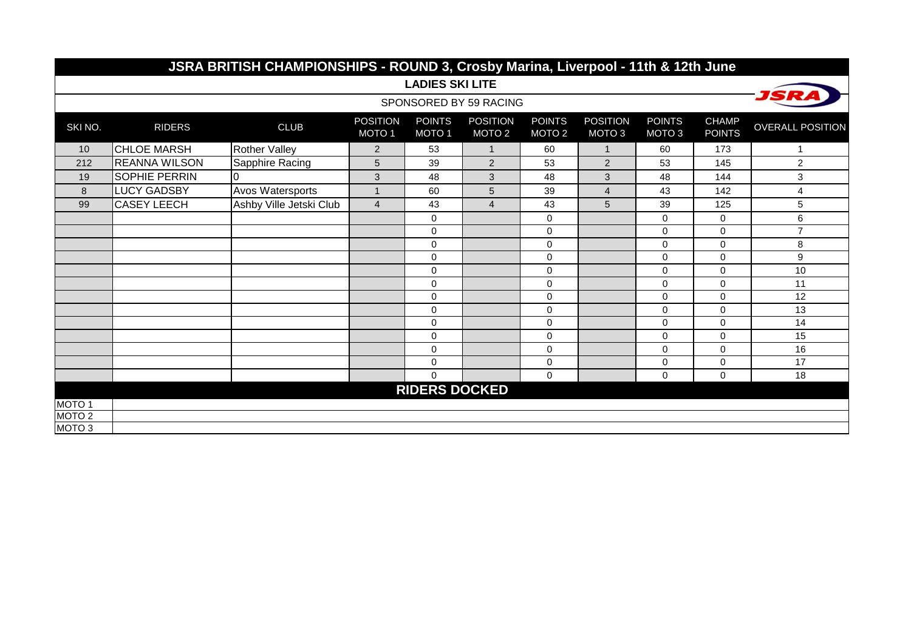# JSRA BRITISH CHAMPIONSHIPS - ROUND 3, Crosby Marina, Liverpool - 11th & 12th June

## LADIES SKI LITE

SPONSORED BY 59 RACING

JSRA

| SKI NO. | RIDERS | CLUB | POSITION MOTO 1 | POINTS MOTO 1 | POSITION MOTO 2 | POINTS MOTO 2 | POSITION MOTO 3 | POINTS MOTO 3 | CHAMP POINTS | OVERALL POSITION |
|---|---|---|---|---|---|---|---|---|---|---|
| 10 | CHLOE MARSH | Rother Valley | 2 | 53 | 1 | 60 | 1 | 60 | 173 | 1 |
| 212 | REANNA WILSON | Sapphire Racing | 5 | 39 | 2 | 53 | 2 | 53 | 145 | 2 |
| 19 | SOPHIE PERRIN | 0 | 3 | 48 | 3 | 48 | 3 | 48 | 144 | 3 |
| 8 | LUCY GADSBY | Avos Watersports | 1 | 60 | 5 | 39 | 4 | 43 | 142 | 4 |
| 99 | CASEY LEECH | Ashby Ville Jetski Club | 4 | 43 | 4 | 43 | 5 | 39 | 125 | 5 |
| | | | | 0 | | 0 | | 0 | 0 | 6 |
| | | | | 0 | | 0 | | 0 | 0 | 7 |
| | | | | 0 | | 0 | | 0 | 0 | 8 |
| | | | | 0 | | 0 | | 0 | 0 | 9 |
| | | | | 0 | | 0 | | 0 | 0 | 10 |
| | | | | 0 | | 0 | | 0 | 0 | 11 |
| | | | | 0 | | 0 | | 0 | 0 | 12 |
| | | | | 0 | | 0 | | 0 | 0 | 13 |
| | | | | 0 | | 0 | | 0 | 0 | 14 |
| | | | | 0 | | 0 | | 0 | 0 | 15 |
| | | | | 0 | | 0 | | 0 | 0 | 16 |
| | | | | 0 | | 0 | | 0 | 0 | 17 |
| | | | | 0 | | 0 | | 0 | 0 | 18 |

## RIDERS DOCKED

| | |
|---|---|
| MOTO 1 | |
| MOTO 2 | |
| MOTO 3 | |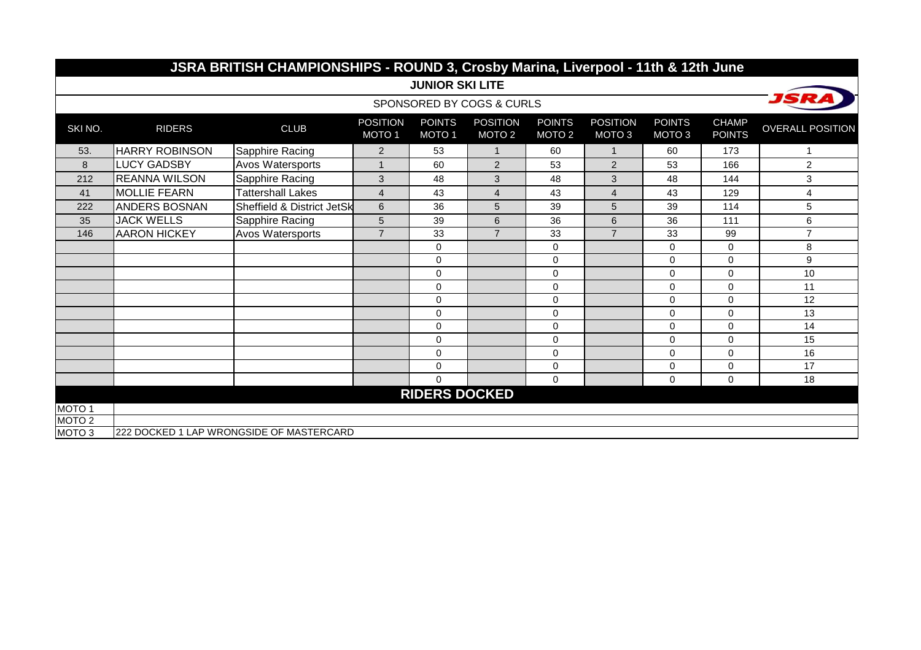# JSRA BRITISH CHAMPIONSHIPS - ROUND 3, Crosby Marina, Liverpool - 11th & 12th June

## JUNIOR SKI LITE

SPONSORED BY COGS & CURLS

JSRA

| SKI NO. | RIDERS | CLUB | POSITION MOTO 1 | POINTS MOTO 1 | POSITION MOTO 2 | POINTS MOTO 2 | POSITION MOTO 3 | POINTS MOTO 3 | CHAMP POINTS | OVERALL POSITION |
|---|---|---|---|---|---|---|---|---|---|---|
| 53. | HARRY ROBINSON | Sapphire Racing | 2 | 53 | 1 | 60 | 1 | 60 | 173 | 1 |
| 8 | LUCY GADSBY | Avos Watersports | 1 | 60 | 2 | 53 | 2 | 53 | 166 | 2 |
| 212 | REANNA WILSON | Sapphire Racing | 3 | 48 | 3 | 48 | 3 | 48 | 144 | 3 |
| 41 | MOLLIE FEARN | Tattershall Lakes | 4 | 43 | 4 | 43 | 4 | 43 | 129 | 4 |
| 222 | ANDERS BOSNAN | Sheffield & District JetSk | 6 | 36 | 5 | 39 | 5 | 39 | 114 | 5 |
| 35 | JACK WELLS | Sapphire Racing | 5 | 39 | 6 | 36 | 6 | 36 | 111 | 6 |
| 146 | AARON HICKEY | Avos Watersports | 7 | 33 | 7 | 33 | 7 | 33 | 99 | 7 |
| | | | | 0 | | 0 | | 0 | 0 | 8 |
| | | | | 0 | | 0 | | 0 | 0 | 9 |
| | | | | 0 | | 0 | | 0 | 0 | 10 |
| | | | | 0 | | 0 | | 0 | 0 | 11 |
| | | | | 0 | | 0 | | 0 | 0 | 12 |
| | | | | 0 | | 0 | | 0 | 0 | 13 |
| | | | | 0 | | 0 | | 0 | 0 | 14 |
| | | | | 0 | | 0 | | 0 | 0 | 15 |
| | | | | 0 | | 0 | | 0 | 0 | 16 |
| | | | | 0 | | 0 | | 0 | 0 | 17 |
| | | | | 0 | | 0 | | 0 | 0 | 18 |

## RIDERS DOCKED

| | |
|---|---|
| MOTO 1 | |
| MOTO 2 | |
| MOTO 3 | 222 DOCKED 1 LAP WRONGSIDE OF MASTERCARD |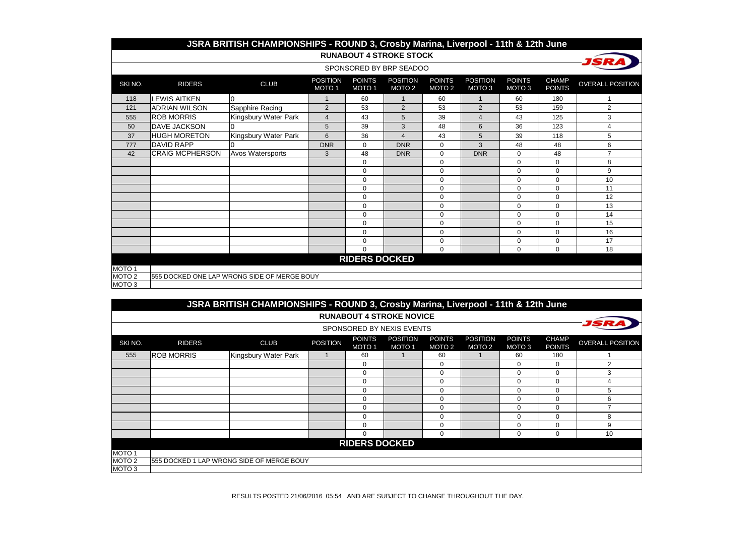# JSRA BRITISH CHAMPIONSHIPS - ROUND 3, Crosby Marina, Liverpool - 11th & 12th June

## RUNABOUT 4 STROKE STOCK

SPONSORED BY BRP SEADOO

| SKI NO. | RIDERS | CLUB | POSITION MOTO 1 | POINTS MOTO 1 | POSITION MOTO 2 | POINTS MOTO 2 | POSITION MOTO 3 | POINTS MOTO 3 | CHAMP POINTS | OVERALL POSITION |
|---|---|---|---|---|---|---|---|---|---|---|
| 118 | LEWIS AITKEN | 0 | 1 | 60 | 1 | 60 | 1 | 60 | 180 | 1 |
| 121 | ADRIAN WILSON | Sapphire Racing | 2 | 53 | 2 | 53 | 2 | 53 | 159 | 2 |
| 555 | ROB MORRIS | Kingsbury Water Park | 4 | 43 | 5 | 39 | 4 | 43 | 125 | 3 |
| 50 | DAVE JACKSON | 0 | 5 | 39 | 3 | 48 | 6 | 36 | 123 | 4 |
| 37 | HUGH MORETON | Kingsbury Water Park | 6 | 36 | 4 | 43 | 5 | 39 | 118 | 5 |
| 777 | DAVID RAPP | 0 | DNR | 0 | DNR | 0 | 3 | 48 | 48 | 6 |
| 42 | CRAIG MCPHERSON | Avos Watersports | 3 | 48 | DNR | 0 | DNR | 0 | 48 | 7 |
| | | | | 0 | | 0 | | 0 | 0 | 8 |
| | | | | 0 | | 0 | | 0 | 0 | 9 |
| | | | | 0 | | 0 | | 0 | 0 | 10 |
| | | | | 0 | | 0 | | 0 | 0 | 11 |
| | | | | 0 | | 0 | | 0 | 0 | 12 |
| | | | | 0 | | 0 | | 0 | 0 | 13 |
| | | | | 0 | | 0 | | 0 | 0 | 14 |
| | | | | 0 | | 0 | | 0 | 0 | 15 |
| | | | | 0 | | 0 | | 0 | 0 | 16 |
| | | | | 0 | | 0 | | 0 | 0 | 17 |
| | | | | 0 | | 0 | | 0 | 0 | 18 |

### RIDERS DOCKED

| | |
|---|---|
| MOTO 1 | |
| MOTO 2 | 555 DOCKED ONE LAP WRONG SIDE OF MERGE BOUY |
| MOTO 3 | |

# JSRA BRITISH CHAMPIONSHIPS - ROUND 3, Crosby Marina, Liverpool - 11th & 12th June

## RUNABOUT 4 STROKE NOVICE

SPONSORED BY NEXIS EVENTS

| SKI NO. | RIDERS | CLUB | POSITION | POINTS MOTO 1 | POSITION MOTO 1 | POINTS MOTO 2 | POSITION MOTO 2 | POINTS MOTO 3 | CHAMP POINTS | OVERALL POSITION |
|---|---|---|---|---|---|---|---|---|---|---|
| 555 | ROB MORRIS | Kingsbury Water Park | 1 | 60 | 1 | 60 | 1 | 60 | 180 | 1 |
| | | | | 0 | | 0 | | 0 | 0 | 2 |
| | | | | 0 | | 0 | | 0 | 0 | 3 |
| | | | | 0 | | 0 | | 0 | 0 | 4 |
| | | | | 0 | | 0 | | 0 | 0 | 5 |
| | | | | 0 | | 0 | | 0 | 0 | 6 |
| | | | | 0 | | 0 | | 0 | 0 | 7 |
| | | | | 0 | | 0 | | 0 | 0 | 8 |
| | | | | 0 | | 0 | | 0 | 0 | 9 |
| | | | | 0 | | 0 | | 0 | 0 | 10 |

### RIDERS DOCKED

| | |
|---|---|
| MOTO 1 | |
| MOTO 2 | 555 DOCKED 1 LAP WRONG SIDE OF MERGE BOUY |
| MOTO 3 | |

RESULTS POSTED 21/06/2016 05:54 AND ARE SUBJECT TO CHANGE THROUGHOUT THE DAY.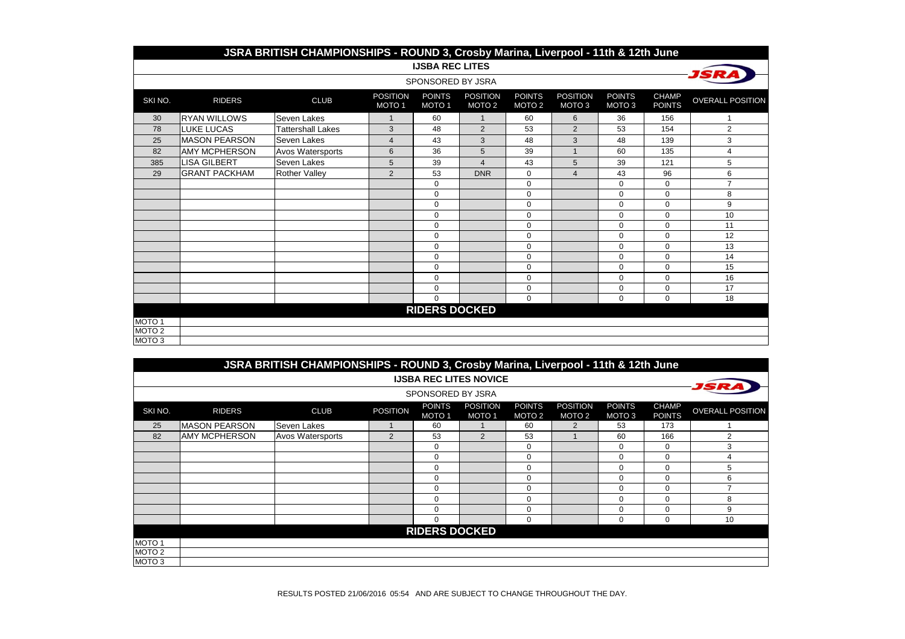## JSRA BRITISH CHAMPIONSHIPS - ROUND 3, Crosby Marina, Liverpool - 11th & 12th June

### IJSBA REC LITES

SPONSORED BY JSRA

| SKI NO. | RIDERS | CLUB | POSITION MOTO 1 | POINTS MOTO 1 | POSITION MOTO 2 | POINTS MOTO 2 | POSITION MOTO 3 | POINTS MOTO 3 | CHAMP POINTS | OVERALL POSITION |
|---|---|---|---|---|---|---|---|---|---|---|
| 30 | RYAN WILLOWS | Seven Lakes | 1 | 60 | 1 | 60 | 6 | 36 | 156 | 1 |
| 78 | LUKE LUCAS | Tattershall Lakes | 3 | 48 | 2 | 53 | 2 | 53 | 154 | 2 |
| 25 | MASON PEARSON | Seven Lakes | 4 | 43 | 3 | 48 | 3 | 48 | 139 | 3 |
| 82 | AMY MCPHERSON | Avos Watersports | 6 | 36 | 5 | 39 | 1 | 60 | 135 | 4 |
| 385 | LISA GILBERT | Seven Lakes | 5 | 39 | 4 | 43 | 5 | 39 | 121 | 5 |
| 29 | GRANT PACKHAM | Rother Valley | 2 | 53 | DNR | 0 | 4 | 43 | 96 | 6 |
| | | | | 0 | | 0 | | 0 | 0 | 7 |
| | | | | 0 | | 0 | | 0 | 0 | 8 |
| | | | | 0 | | 0 | | 0 | 0 | 9 |
| | | | | 0 | | 0 | | 0 | 0 | 10 |
| | | | | 0 | | 0 | | 0 | 0 | 11 |
| | | | | 0 | | 0 | | 0 | 0 | 12 |
| | | | | 0 | | 0 | | 0 | 0 | 13 |
| | | | | 0 | | 0 | | 0 | 0 | 14 |
| | | | | 0 | | 0 | | 0 | 0 | 15 |
| | | | | 0 | | 0 | | 0 | 0 | 16 |
| | | | | 0 | | 0 | | 0 | 0 | 17 |
| | | | | 0 | | 0 | | 0 | 0 | 18 |

**RIDERS DOCKED**

| | |
|---|---|
| MOTO 1 | |
| MOTO 2 | |
| MOTO 3 | |

## JSRA BRITISH CHAMPIONSHIPS - ROUND 3, Crosby Marina, Liverpool - 11th & 12th June

### IJSBA REC LITES NOVICE

SPONSORED BY JSRA

| SKI NO. | RIDERS | CLUB | POSITION | POINTS MOTO 1 | POSITION MOTO 1 | POINTS MOTO 2 | POSITION MOTO 2 | POINTS MOTO 3 | CHAMP POINTS | OVERALL POSITION |
|---|---|---|---|---|---|---|---|---|---|---|
| 25 | MASON PEARSON | Seven Lakes | 1 | 60 | 1 | 60 | 2 | 53 | 173 | 1 |
| 82 | AMY MCPHERSON | Avos Watersports | 2 | 53 | 2 | 53 | 1 | 60 | 166 | 2 |
| | | | | 0 | | 0 | | 0 | 0 | 3 |
| | | | | 0 | | 0 | | 0 | 0 | 4 |
| | | | | 0 | | 0 | | 0 | 0 | 5 |
| | | | | 0 | | 0 | | 0 | 0 | 6 |
| | | | | 0 | | 0 | | 0 | 0 | 7 |
| | | | | 0 | | 0 | | 0 | 0 | 8 |
| | | | | 0 | | 0 | | 0 | 0 | 9 |
| | | | | 0 | | 0 | | 0 | 0 | 10 |

**RIDERS DOCKED**

| | |
|---|---|
| MOTO 1 | |
| MOTO 2 | |
| MOTO 3 | |

RESULTS POSTED 21/06/2016 05:54 AND ARE SUBJECT TO CHANGE THROUGHOUT THE DAY.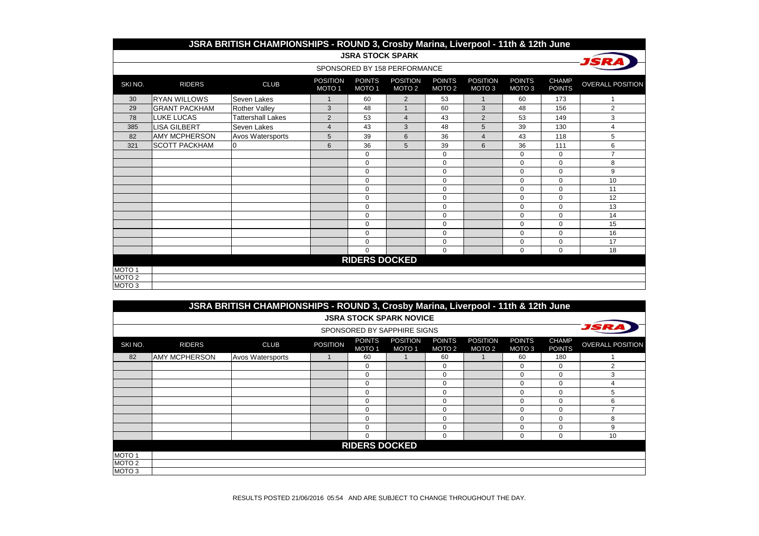# JSRA BRITISH CHAMPIONSHIPS - ROUND 3, Crosby Marina, Liverpool - 11th & 12th June

## JSRA STOCK SPARK

SPONSORED BY 158 PERFORMANCE

| SKI NO. | RIDERS | CLUB | POSITION MOTO 1 | POINTS MOTO 1 | POSITION MOTO 2 | POINTS MOTO 2 | POSITION MOTO 3 | POINTS MOTO 3 | CHAMP POINTS | OVERALL POSITION |
|---|---|---|---|---|---|---|---|---|---|---|
| 30 | RYAN WILLOWS | Seven Lakes | 1 | 60 | 2 | 53 | 1 | 60 | 173 | 1 |
| 29 | GRANT PACKHAM | Rother Valley | 3 | 48 | 1 | 60 | 3 | 48 | 156 | 2 |
| 78 | LUKE LUCAS | Tattershall Lakes | 2 | 53 | 4 | 43 | 2 | 53 | 149 | 3 |
| 385 | LISA GILBERT | Seven Lakes | 4 | 43 | 3 | 48 | 5 | 39 | 130 | 4 |
| 82 | AMY MCPHERSON | Avos Watersports | 5 | 39 | 6 | 36 | 4 | 43 | 118 | 5 |
| 321 | SCOTT PACKHAM | 0 | 6 | 36 | 5 | 39 | 6 | 36 | 111 | 6 |
| | | | | 0 | | 0 | | 0 | 0 | 7 |
| | | | | 0 | | 0 | | 0 | 0 | 8 |
| | | | | 0 | | 0 | | 0 | 0 | 9 |
| | | | | 0 | | 0 | | 0 | 0 | 10 |
| | | | | 0 | | 0 | | 0 | 0 | 11 |
| | | | | 0 | | 0 | | 0 | 0 | 12 |
| | | | | 0 | | 0 | | 0 | 0 | 13 |
| | | | | 0 | | 0 | | 0 | 0 | 14 |
| | | | | 0 | | 0 | | 0 | 0 | 15 |
| | | | | 0 | | 0 | | 0 | 0 | 16 |
| | | | | 0 | | 0 | | 0 | 0 | 17 |
| | | | | 0 | | 0 | | 0 | 0 | 18 |

**RIDERS DOCKED**

| | |
|---|---|
| MOTO 1 | |
| MOTO 2 | |
| MOTO 3 | |

# JSRA BRITISH CHAMPIONSHIPS - ROUND 3, Crosby Marina, Liverpool - 11th & 12th June

## JSRA STOCK SPARK NOVICE

SPONSORED BY SAPPHIRE SIGNS

| SKI NO. | RIDERS | CLUB | POSITION | POINTS MOTO 1 | POSITION MOTO 1 | POINTS MOTO 2 | POSITION MOTO 2 | POINTS MOTO 3 | CHAMP POINTS | OVERALL POSITION |
|---|---|---|---|---|---|---|---|---|---|---|
| 82 | AMY MCPHERSON | Avos Watersports | 1 | 60 | 1 | 60 | 1 | 60 | 180 | 1 |
| | | | | 0 | | 0 | | 0 | 0 | 2 |
| | | | | 0 | | 0 | | 0 | 0 | 3 |
| | | | | 0 | | 0 | | 0 | 0 | 4 |
| | | | | 0 | | 0 | | 0 | 0 | 5 |
| | | | | 0 | | 0 | | 0 | 0 | 6 |
| | | | | 0 | | 0 | | 0 | 0 | 7 |
| | | | | 0 | | 0 | | 0 | 0 | 8 |
| | | | | 0 | | 0 | | 0 | 0 | 9 |
| | | | | 0 | | 0 | | 0 | 0 | 10 |

**RIDERS DOCKED**

| | |
|---|---|
| MOTO 1 | |
| MOTO 2 | |
| MOTO 3 | |

RESULTS POSTED 21/06/2016 05:54 AND ARE SUBJECT TO CHANGE THROUGHOUT THE DAY.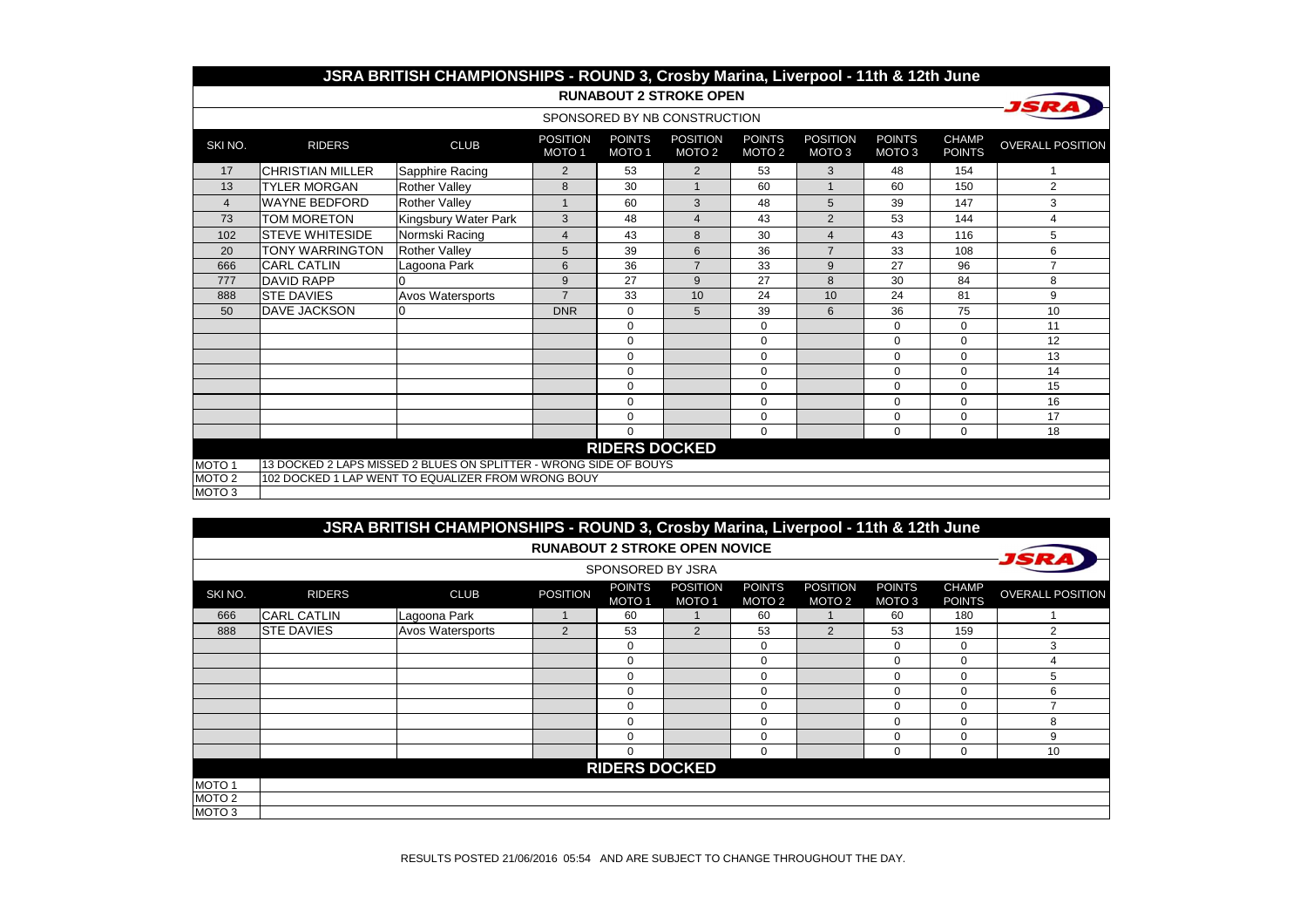# JSRA BRITISH CHAMPIONSHIPS - ROUND 3, Crosby Marina, Liverpool - 11th & 12th June

## RUNABOUT 2 STROKE OPEN

SPONSORED BY NB CONSTRUCTION

| SKI NO. | RIDERS | CLUB | POSITION MOTO 1 | POINTS MOTO 1 | POSITION MOTO 2 | POINTS MOTO 2 | POSITION MOTO 3 | POINTS MOTO 3 | CHAMP POINTS | OVERALL POSITION |
|---|---|---|---|---|---|---|---|---|---|---|
| 17 | CHRISTIAN MILLER | Sapphire Racing | 2 | 53 | 2 | 53 | 3 | 48 | 154 | 1 |
| 13 | TYLER MORGAN | Rother Valley | 8 | 30 | 1 | 60 | 1 | 60 | 150 | 2 |
| 4 | WAYNE BEDFORD | Rother Valley | 1 | 60 | 3 | 48 | 5 | 39 | 147 | 3 |
| 73 | TOM MORETON | Kingsbury Water Park | 3 | 48 | 4 | 43 | 2 | 53 | 144 | 4 |
| 102 | STEVE WHITESIDE | Normski Racing | 4 | 43 | 8 | 30 | 4 | 43 | 116 | 5 |
| 20 | TONY WARRINGTON | Rother Valley | 5 | 39 | 6 | 36 | 7 | 33 | 108 | 6 |
| 666 | CARL CATLIN | Lagoona Park | 6 | 36 | 7 | 33 | 9 | 27 | 96 | 7 |
| 777 | DAVID RAPP | 0 | 9 | 27 | 9 | 27 | 8 | 30 | 84 | 8 |
| 888 | STE DAVIES | Avos Watersports | 7 | 33 | 10 | 24 | 10 | 24 | 81 | 9 |
| 50 | DAVE JACKSON | 0 | DNR | 0 | 5 | 39 | 6 | 36 | 75 | 10 |
| | | | | 0 | | 0 | | 0 | 0 | 11 |
| | | | | 0 | | 0 | | 0 | 0 | 12 |
| | | | | 0 | | 0 | | 0 | 0 | 13 |
| | | | | 0 | | 0 | | 0 | 0 | 14 |
| | | | | 0 | | 0 | | 0 | 0 | 15 |
| | | | | 0 | | 0 | | 0 | 0 | 16 |
| | | | | 0 | | 0 | | 0 | 0 | 17 |
| | | | | 0 | | 0 | | 0 | 0 | 18 |

**RIDERS DOCKED**

| | |
|---|---|
| MOTO 1 | 13 DOCKED 2 LAPS MISSED 2 BLUES ON SPLITTER - WRONG SIDE OF BOUYS |
| MOTO 2 | 102 DOCKED 1 LAP WENT TO EQUALIZER FROM WRONG BOUY |
| MOTO 3 | |

# JSRA BRITISH CHAMPIONSHIPS - ROUND 3, Crosby Marina, Liverpool - 11th & 12th June

## RUNABOUT 2 STROKE OPEN NOVICE

SPONSORED BY JSRA

| SKI NO. | RIDERS | CLUB | POSITION | POINTS MOTO 1 | POSITION MOTO 1 | POINTS MOTO 2 | POSITION MOTO 2 | POINTS MOTO 3 | CHAMP POINTS | OVERALL POSITION |
|---|---|---|---|---|---|---|---|---|---|---|
| 666 | CARL CATLIN | Lagoona Park | 1 | 60 | 1 | 60 | 1 | 60 | 180 | 1 |
| 888 | STE DAVIES | Avos Watersports | 2 | 53 | 2 | 53 | 2 | 53 | 159 | 2 |
| | | | | 0 | | 0 | | 0 | 0 | 3 |
| | | | | 0 | | 0 | | 0 | 0 | 4 |
| | | | | 0 | | 0 | | 0 | 0 | 5 |
| | | | | 0 | | 0 | | 0 | 0 | 6 |
| | | | | 0 | | 0 | | 0 | 0 | 7 |
| | | | | 0 | | 0 | | 0 | 0 | 8 |
| | | | | 0 | | 0 | | 0 | 0 | 9 |
| | | | | 0 | | 0 | | 0 | 0 | 10 |

**RIDERS DOCKED**

| | |
|---|---|
| MOTO 1 | |
| MOTO 2 | |
| MOTO 3 | |

RESULTS POSTED 21/06/2016 05:54 AND ARE SUBJECT TO CHANGE THROUGHOUT THE DAY.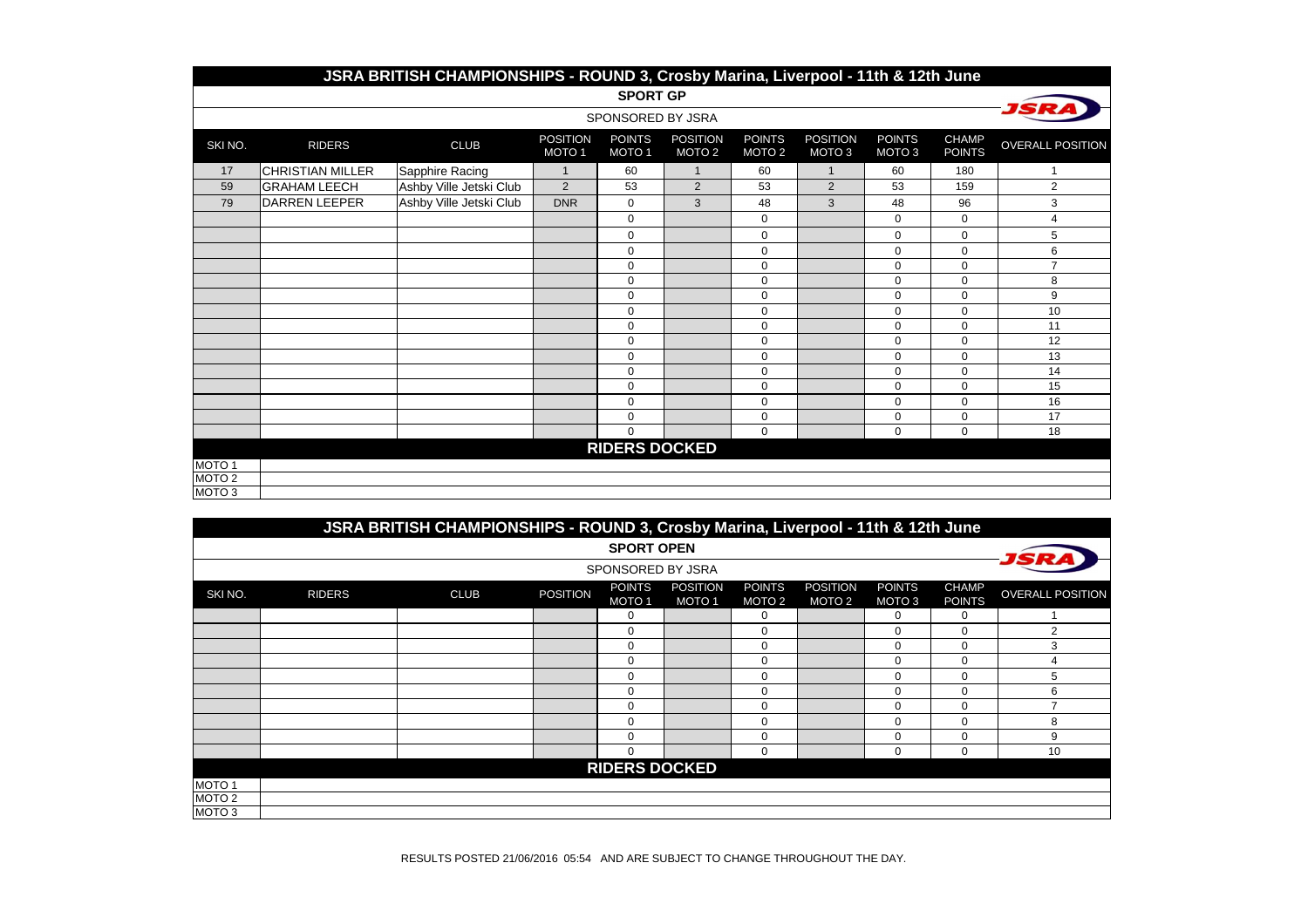## JSRA BRITISH CHAMPIONSHIPS - ROUND 3, Crosby Marina, Liverpool - 11th & 12th June

### SPORT GP

SPONSORED BY JSRA

| SKI NO. | RIDERS | CLUB | POSITION MOTO 1 | POINTS MOTO 1 | POSITION MOTO 2 | POINTS MOTO 2 | POSITION MOTO 3 | POINTS MOTO 3 | CHAMP POINTS | OVERALL POSITION |
|---|---|---|---|---|---|---|---|---|---|---|
| 17 | CHRISTIAN MILLER | Sapphire Racing | 1 | 60 | 1 | 60 | 1 | 60 | 180 | 1 |
| 59 | GRAHAM LEECH | Ashby Ville Jetski Club | 2 | 53 | 2 | 53 | 2 | 53 | 159 | 2 |
| 79 | DARREN LEEPER | Ashby Ville Jetski Club | DNR | 0 | 3 | 48 | 3 | 48 | 96 | 3 |
| | | | | 0 | | 0 | | 0 | 0 | 4 |
| | | | | 0 | | 0 | | 0 | 0 | 5 |
| | | | | 0 | | 0 | | 0 | 0 | 6 |
| | | | | 0 | | 0 | | 0 | 0 | 7 |
| | | | | 0 | | 0 | | 0 | 0 | 8 |
| | | | | 0 | | 0 | | 0 | 0 | 9 |
| | | | | 0 | | 0 | | 0 | 0 | 10 |
| | | | | 0 | | 0 | | 0 | 0 | 11 |
| | | | | 0 | | 0 | | 0 | 0 | 12 |
| | | | | 0 | | 0 | | 0 | 0 | 13 |
| | | | | 0 | | 0 | | 0 | 0 | 14 |
| | | | | 0 | | 0 | | 0 | 0 | 15 |
| | | | | 0 | | 0 | | 0 | 0 | 16 |
| | | | | 0 | | 0 | | 0 | 0 | 17 |
| | | | | 0 | | 0 | | 0 | 0 | 18 |

**RIDERS DOCKED**

| | |
|---|---|
| MOTO 1 | |
| MOTO 2 | |
| MOTO 3 | |

## JSRA BRITISH CHAMPIONSHIPS - ROUND 3, Crosby Marina, Liverpool - 11th & 12th June

### SPORT OPEN

SPONSORED BY JSRA

| SKI NO. | RIDERS | CLUB | POSITION | POINTS MOTO 1 | POSITION MOTO 1 | POINTS MOTO 2 | POSITION MOTO 2 | POINTS MOTO 3 | CHAMP POINTS | OVERALL POSITION |
|---|---|---|---|---|---|---|---|---|---|---|
| | | | | 0 | | 0 | | 0 | 0 | 1 |
| | | | | 0 | | 0 | | 0 | 0 | 2 |
| | | | | 0 | | 0 | | 0 | 0 | 3 |
| | | | | 0 | | 0 | | 0 | 0 | 4 |
| | | | | 0 | | 0 | | 0 | 0 | 5 |
| | | | | 0 | | 0 | | 0 | 0 | 6 |
| | | | | 0 | | 0 | | 0 | 0 | 7 |
| | | | | 0 | | 0 | | 0 | 0 | 8 |
| | | | | 0 | | 0 | | 0 | 0 | 9 |
| | | | | 0 | | 0 | | 0 | 0 | 10 |

**RIDERS DOCKED**

| | |
|---|---|
| MOTO 1 | |
| MOTO 2 | |
| MOTO 3 | |

RESULTS POSTED 21/06/2016 05:54 AND ARE SUBJECT TO CHANGE THROUGHOUT THE DAY.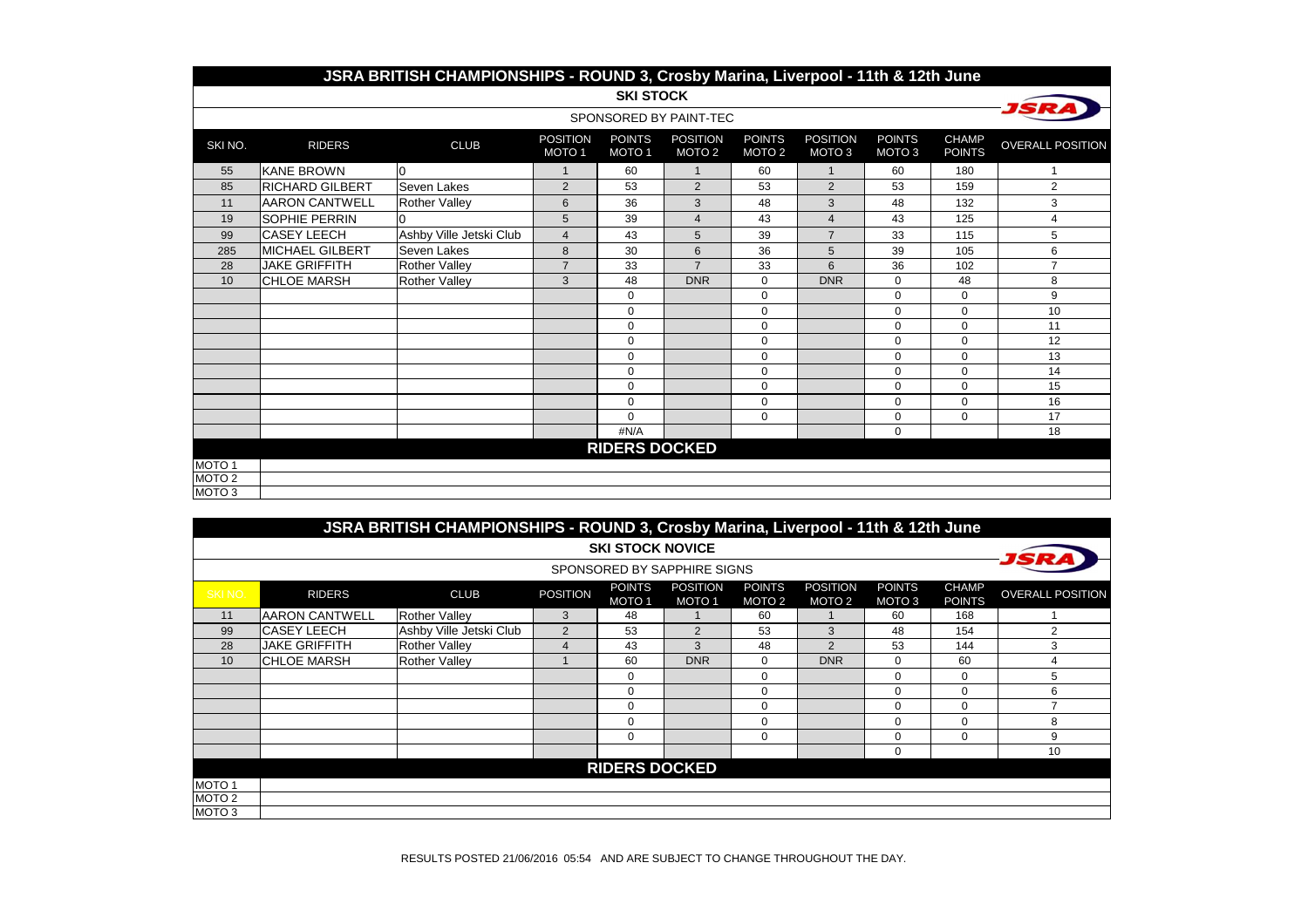# JSRA BRITISH CHAMPIONSHIPS - ROUND 3, Crosby Marina, Liverpool - 11th & 12th June

## SKI STOCK

SPONSORED BY PAINT-TEC

| SKI NO. | RIDERS | CLUB | POSITION MOTO 1 | POINTS MOTO 1 | POSITION MOTO 2 | POINTS MOTO 2 | POSITION MOTO 3 | POINTS MOTO 3 | CHAMP POINTS | OVERALL POSITION |
|---|---|---|---|---|---|---|---|---|---|---|
| 55 | KANE BROWN | 0 | 1 | 60 | 1 | 60 | 1 | 60 | 180 | 1 |
| 85 | RICHARD GILBERT | Seven Lakes | 2 | 53 | 2 | 53 | 2 | 53 | 159 | 2 |
| 11 | AARON CANTWELL | Rother Valley | 6 | 36 | 3 | 48 | 3 | 48 | 132 | 3 |
| 19 | SOPHIE PERRIN | 0 | 5 | 39 | 4 | 43 | 4 | 43 | 125 | 4 |
| 99 | CASEY LEECH | Ashby Ville Jetski Club | 4 | 43 | 5 | 39 | 7 | 33 | 115 | 5 |
| 285 | MICHAEL GILBERT | Seven Lakes | 8 | 30 | 6 | 36 | 5 | 39 | 105 | 6 |
| 28 | JAKE GRIFFITH | Rother Valley | 7 | 33 | 7 | 33 | 6 | 36 | 102 | 7 |
| 10 | CHLOE MARSH | Rother Valley | 3 | 48 | DNR | 0 | DNR | 0 | 48 | 8 |
| | | | | 0 | | 0 | | 0 | 0 | 9 |
| | | | | 0 | | 0 | | 0 | 0 | 10 |
| | | | | 0 | | 0 | | 0 | 0 | 11 |
| | | | | 0 | | 0 | | 0 | 0 | 12 |
| | | | | 0 | | 0 | | 0 | 0 | 13 |
| | | | | 0 | | 0 | | 0 | 0 | 14 |
| | | | | 0 | | 0 | | 0 | 0 | 15 |
| | | | | 0 | | 0 | | 0 | 0 | 16 |
| | | | | 0 | | 0 | | 0 | 0 | 17 |
| | | | | #N/A | | | | 0 | | 18 |

### RIDERS DOCKED

| | |
|---|---|
| MOTO 1 | |
| MOTO 2 | |
| MOTO 3 | |

# JSRA BRITISH CHAMPIONSHIPS - ROUND 3, Crosby Marina, Liverpool - 11th & 12th June

## SKI STOCK NOVICE

SPONSORED BY SAPPHIRE SIGNS

| SKI NO. | RIDERS | CLUB | POSITION | POINTS MOTO 1 | POSITION MOTO 1 | POINTS MOTO 2 | POSITION MOTO 2 | POINTS MOTO 3 | CHAMP POINTS | OVERALL POSITION |
|---|---|---|---|---|---|---|---|---|---|---|
| 11 | AARON CANTWELL | Rother Valley | 3 | 48 | 1 | 60 | 1 | 60 | 168 | 1 |
| 99 | CASEY LEECH | Ashby Ville Jetski Club | 2 | 53 | 2 | 53 | 3 | 48 | 154 | 2 |
| 28 | JAKE GRIFFITH | Rother Valley | 4 | 43 | 3 | 48 | 2 | 53 | 144 | 3 |
| 10 | CHLOE MARSH | Rother Valley | 1 | 60 | DNR | 0 | DNR | 0 | 60 | 4 |
| | | | | 0 | | 0 | | 0 | 0 | 5 |
| | | | | 0 | | 0 | | 0 | 0 | 6 |
| | | | | 0 | | 0 | | 0 | 0 | 7 |
| | | | | 0 | | 0 | | 0 | 0 | 8 |
| | | | | 0 | | 0 | | 0 | 0 | 9 |
| | | | | | | | | 0 | | 10 |

### RIDERS DOCKED

| | |
|---|---|
| MOTO 1 | |
| MOTO 2 | |
| MOTO 3 | |

RESULTS POSTED 21/06/2016 05:54 AND ARE SUBJECT TO CHANGE THROUGHOUT THE DAY.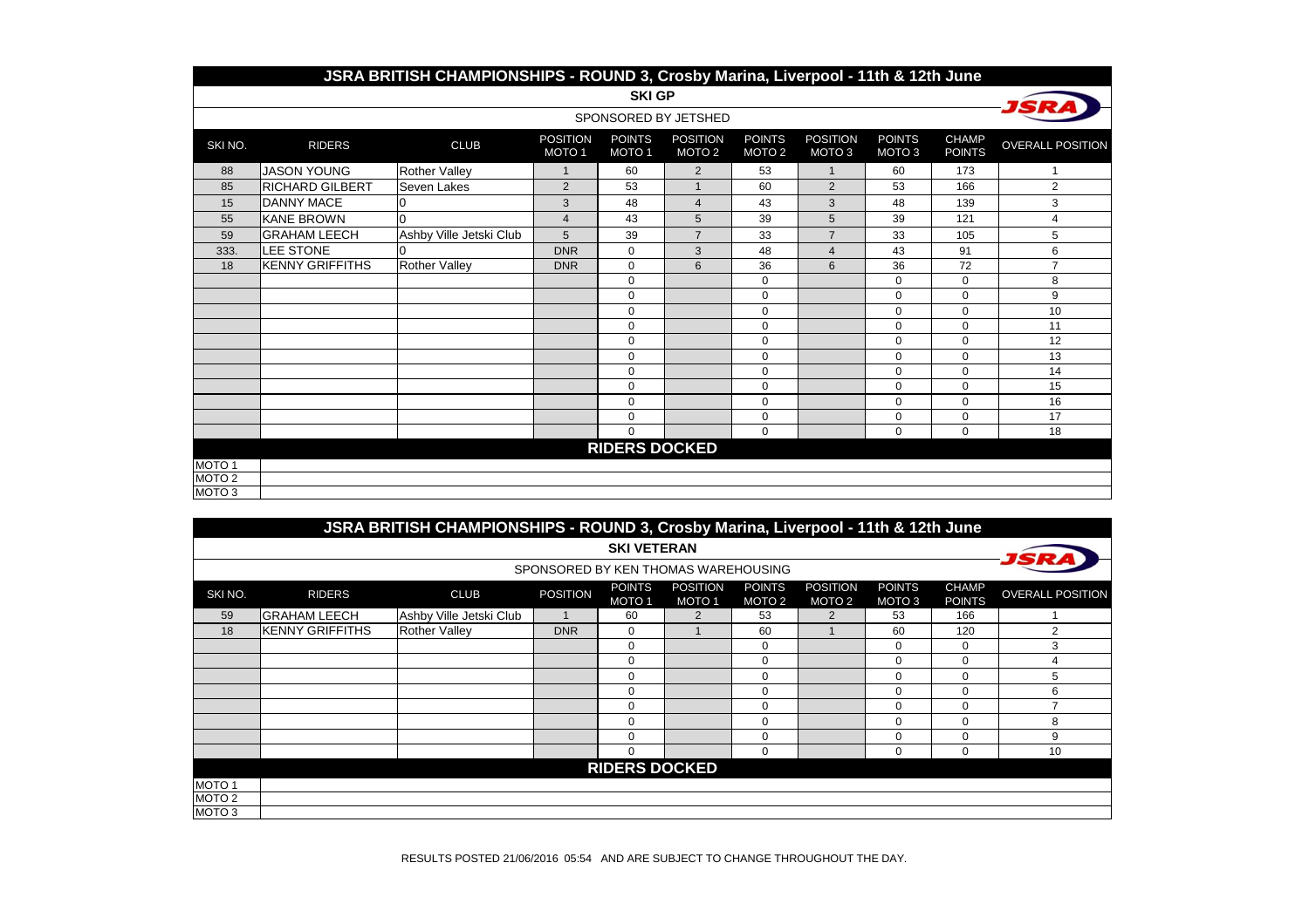# JSRA BRITISH CHAMPIONSHIPS - ROUND 3, Crosby Marina, Liverpool - 11th & 12th June

## SKI GP

SPONSORED BY JETSHED

| SKI NO. | RIDERS | CLUB | POSITION MOTO 1 | POINTS MOTO 1 | POSITION MOTO 2 | POINTS MOTO 2 | POSITION MOTO 3 | POINTS MOTO 3 | CHAMP POINTS | OVERALL POSITION |
|---|---|---|---|---|---|---|---|---|---|---|
| 88 | JASON YOUNG | Rother Valley | 1 | 60 | 2 | 53 | 1 | 60 | 173 | 1 |
| 85 | RICHARD GILBERT | Seven Lakes | 2 | 53 | 1 | 60 | 2 | 53 | 166 | 2 |
| 15 | DANNY MACE | 0 | 3 | 48 | 4 | 43 | 3 | 48 | 139 | 3 |
| 55 | KANE BROWN | 0 | 4 | 43 | 5 | 39 | 5 | 39 | 121 | 4 |
| 59 | GRAHAM LEECH | Ashby Ville Jetski Club | 5 | 39 | 7 | 33 | 7 | 33 | 105 | 5 |
| 333. | LEE STONE | 0 | DNR | 0 | 3 | 48 | 4 | 43 | 91 | 6 |
| 18 | KENNY GRIFFITHS | Rother Valley | DNR | 0 | 6 | 36 | 6 | 36 | 72 | 7 |
| | | | | 0 | | 0 | | 0 | 0 | 8 |
| | | | | 0 | | 0 | | 0 | 0 | 9 |
| | | | | 0 | | 0 | | 0 | 0 | 10 |
| | | | | 0 | | 0 | | 0 | 0 | 11 |
| | | | | 0 | | 0 | | 0 | 0 | 12 |
| | | | | 0 | | 0 | | 0 | 0 | 13 |
| | | | | 0 | | 0 | | 0 | 0 | 14 |
| | | | | 0 | | 0 | | 0 | 0 | 15 |
| | | | | 0 | | 0 | | 0 | 0 | 16 |
| | | | | 0 | | 0 | | 0 | 0 | 17 |
| | | | | 0 | | 0 | | 0 | 0 | 18 |

### RIDERS DOCKED

| | |
|---|---|
| MOTO 1 | |
| MOTO 2 | |
| MOTO 3 | |

# JSRA BRITISH CHAMPIONSHIPS - ROUND 3, Crosby Marina, Liverpool - 11th & 12th June

## SKI VETERAN

SPONSORED BY KEN THOMAS WAREHOUSING

| SKI NO. | RIDERS | CLUB | POSITION | POINTS MOTO 1 | POSITION MOTO 1 | POINTS MOTO 2 | POSITION MOTO 2 | POINTS MOTO 3 | CHAMP POINTS | OVERALL POSITION |
|---|---|---|---|---|---|---|---|---|---|---|
| 59 | GRAHAM LEECH | Ashby Ville Jetski Club | 1 | 60 | 2 | 53 | 2 | 53 | 166 | 1 |
| 18 | KENNY GRIFFITHS | Rother Valley | DNR | 0 | 1 | 60 | 1 | 60 | 120 | 2 |
| | | | | 0 | | 0 | | 0 | 0 | 3 |
| | | | | 0 | | 0 | | 0 | 0 | 4 |
| | | | | 0 | | 0 | | 0 | 0 | 5 |
| | | | | 0 | | 0 | | 0 | 0 | 6 |
| | | | | 0 | | 0 | | 0 | 0 | 7 |
| | | | | 0 | | 0 | | 0 | 0 | 8 |
| | | | | 0 | | 0 | | 0 | 0 | 9 |
| | | | | 0 | | 0 | | 0 | 0 | 10 |

### RIDERS DOCKED

| | |
|---|---|
| MOTO 1 | |
| MOTO 2 | |
| MOTO 3 | |

RESULTS POSTED 21/06/2016 05:54 AND ARE SUBJECT TO CHANGE THROUGHOUT THE DAY.